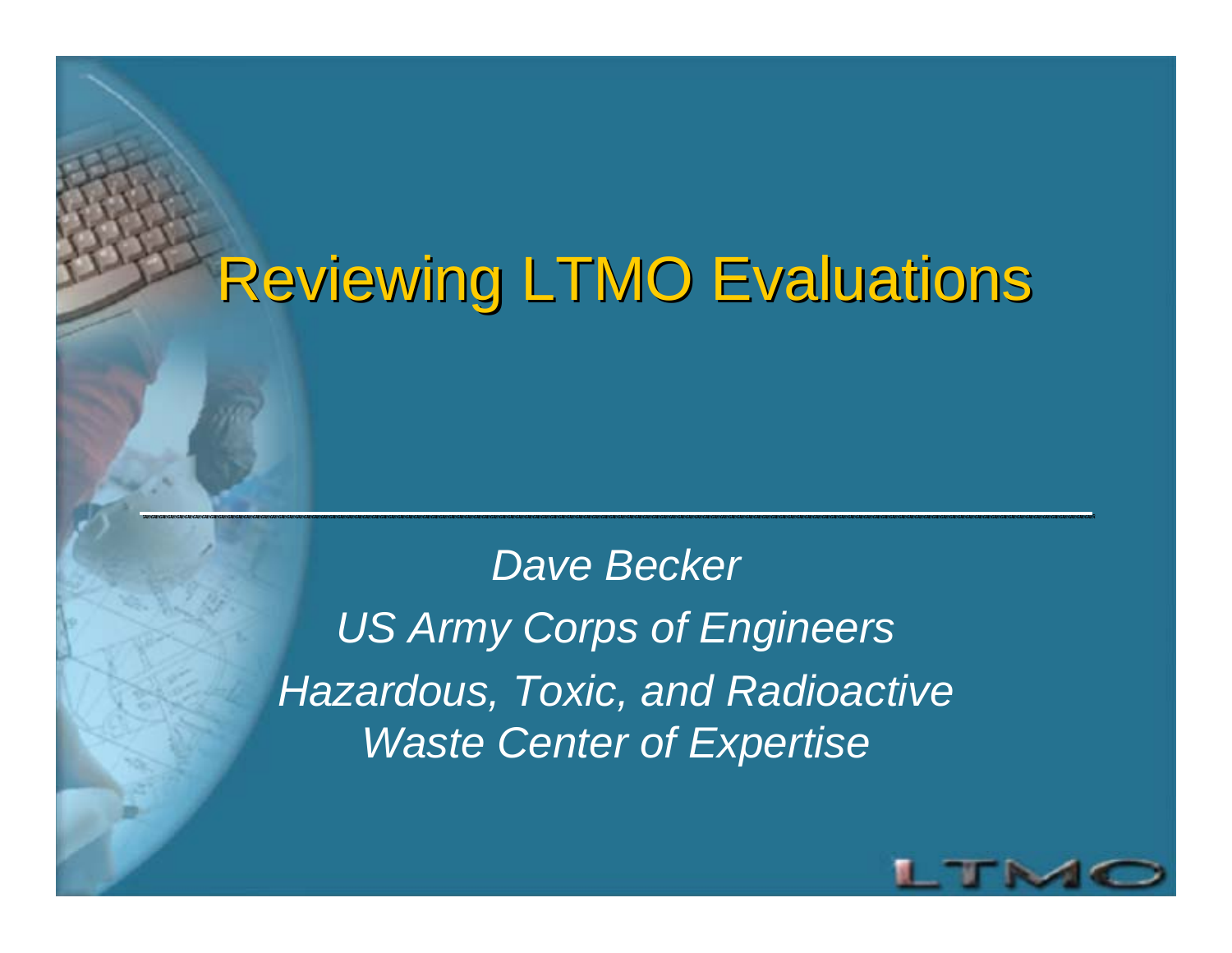# Reviewing LTMO Evaluations

*Dave Becker*

*US Army Corps of Engineers*

*Hazardous, Toxic, and Radioactive Waste Center of Expertise*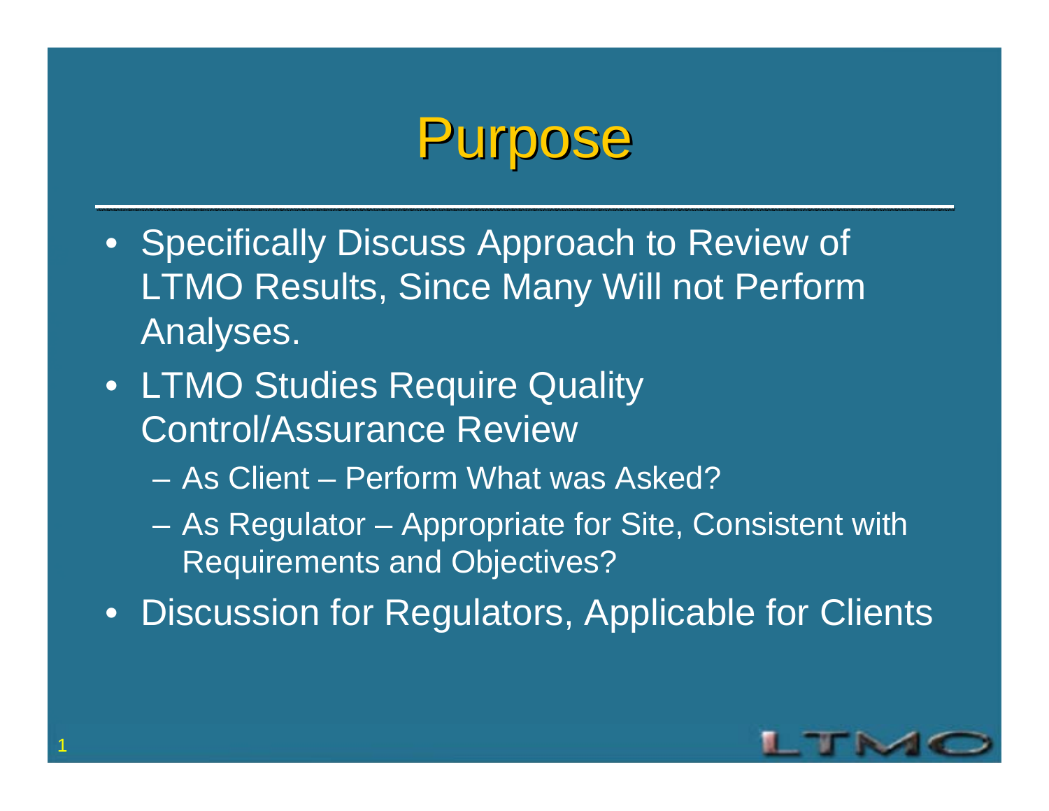# Purpose

- Specifically Discuss Approach to Review of LTMO Results, Since Many Will not Perform Analyses.
- LTMO Studies Require Quality Control/Assurance Review
  - As Client – Perform What was Asked?
  - As Regulator – Appropriate for Site, Consistent with Requirements and Objectives?
- Discussion for Regulators, Applicable for Clients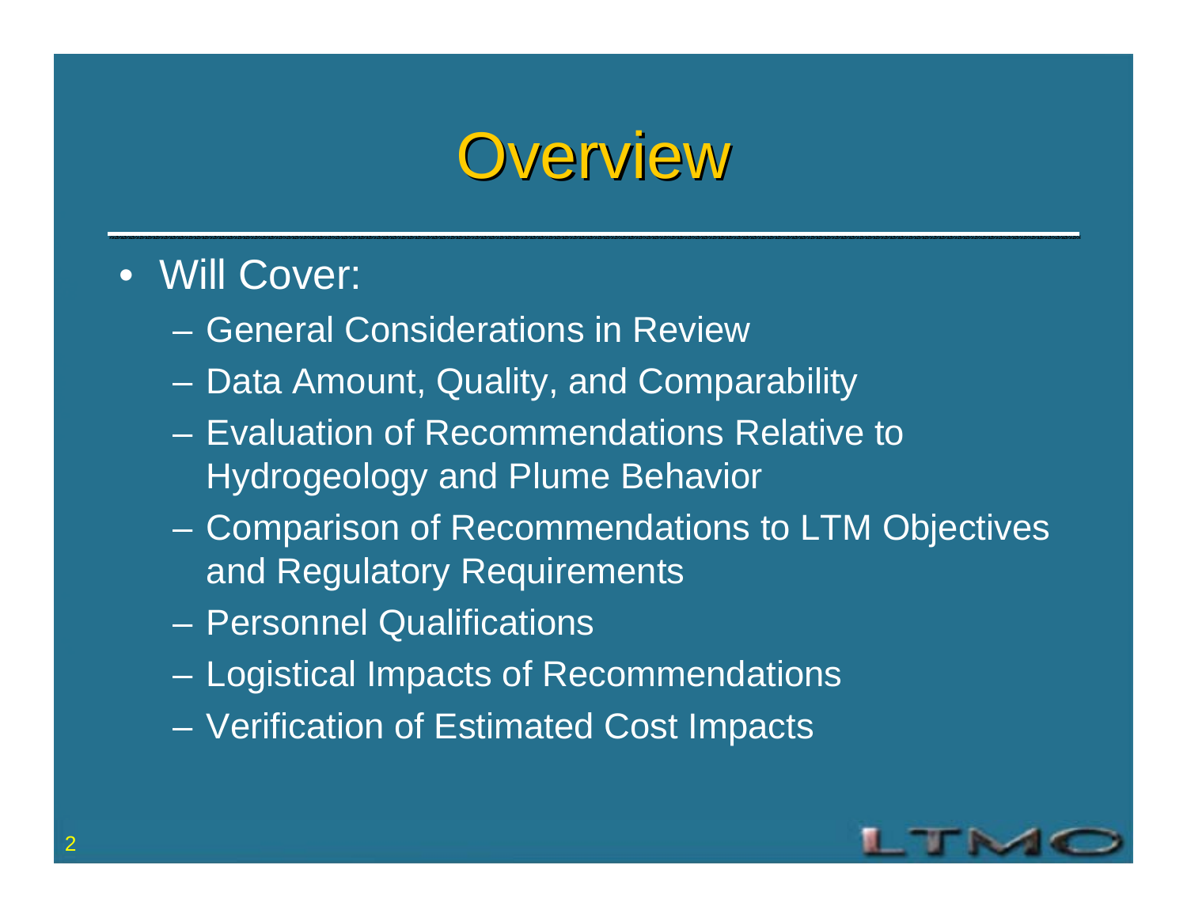# Overview

- Will Cover:
  - General Considerations in Review
  - Data Amount, Quality, and Comparability
  - Evaluation of Recommendations Relative to Hydrogeology and Plume Behavior
  - Comparison of Recommendations to LTM Objectives and Regulatory Requirements
  - Personnel Qualifications
  - Logistical Impacts of Recommendations
  - Verification of Estimated Cost Impacts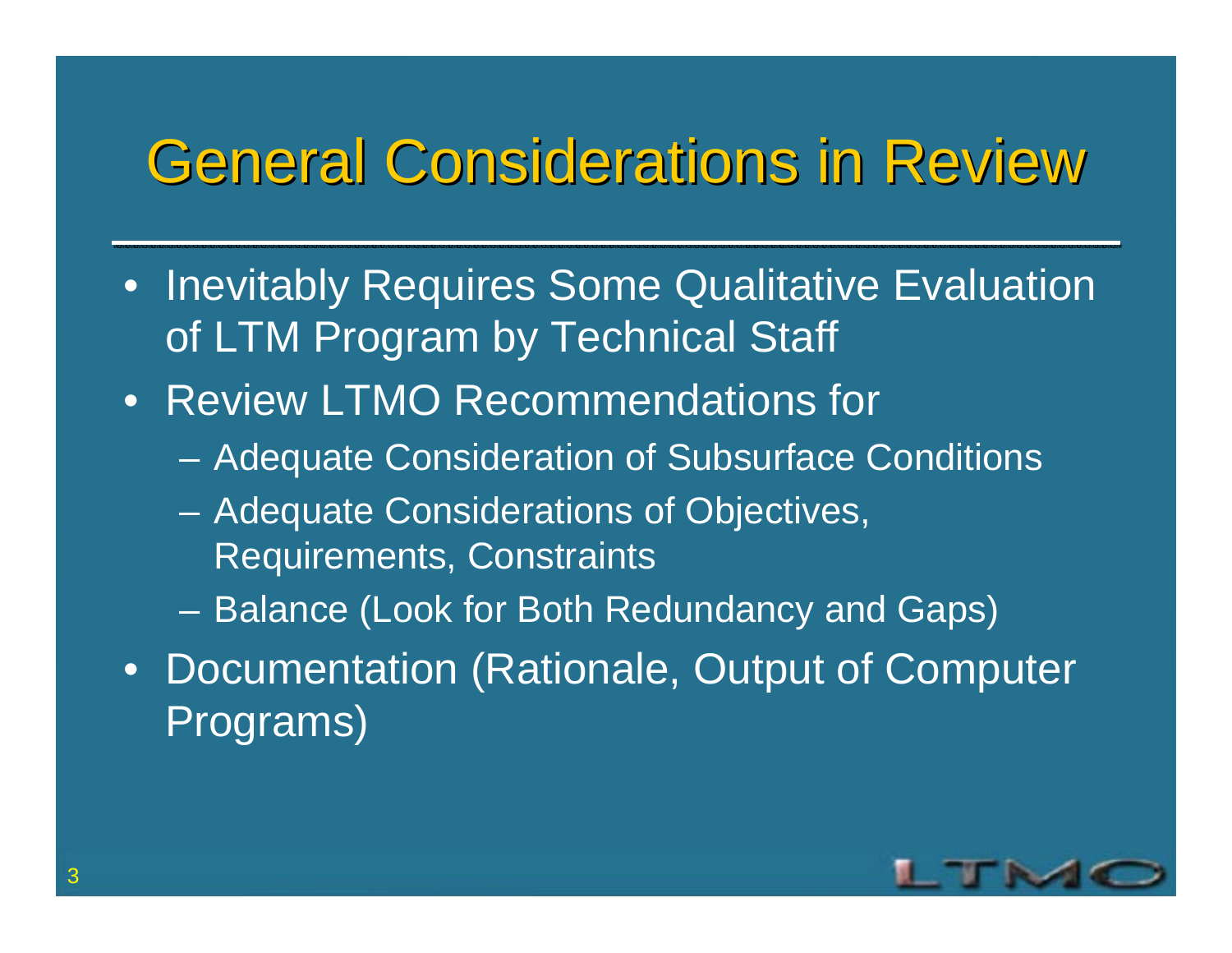# General Considerations in Review

- Inevitably Requires Some Qualitative Evaluation of LTM Program by Technical Staff
- Review LTMO Recommendations for
  - Adequate Consideration of Subsurface Conditions
  - Adequate Considerations of Objectives, Requirements, Constraints
  - Balance (Look for Both Redundancy and Gaps)
- Documentation (Rationale, Output of Computer Programs)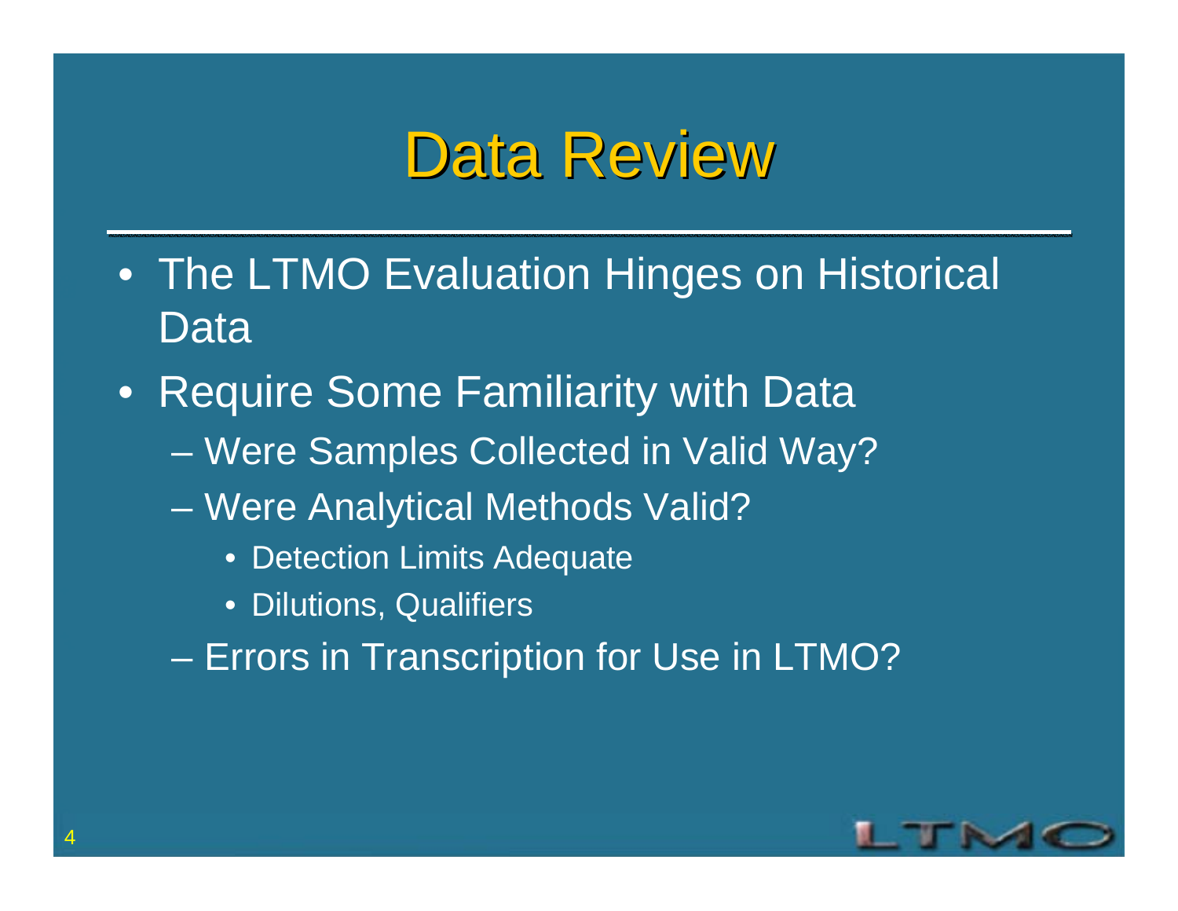# Data Review

- The LTMO Evaluation Hinges on Historical Data
- Require Some Familiarity with Data
  - Were Samples Collected in Valid Way?
  - Were Analytical Methods Valid?
    - Detection Limits Adequate
    - Dilutions, Qualifiers
  - Errors in Transcription for Use in LTMO?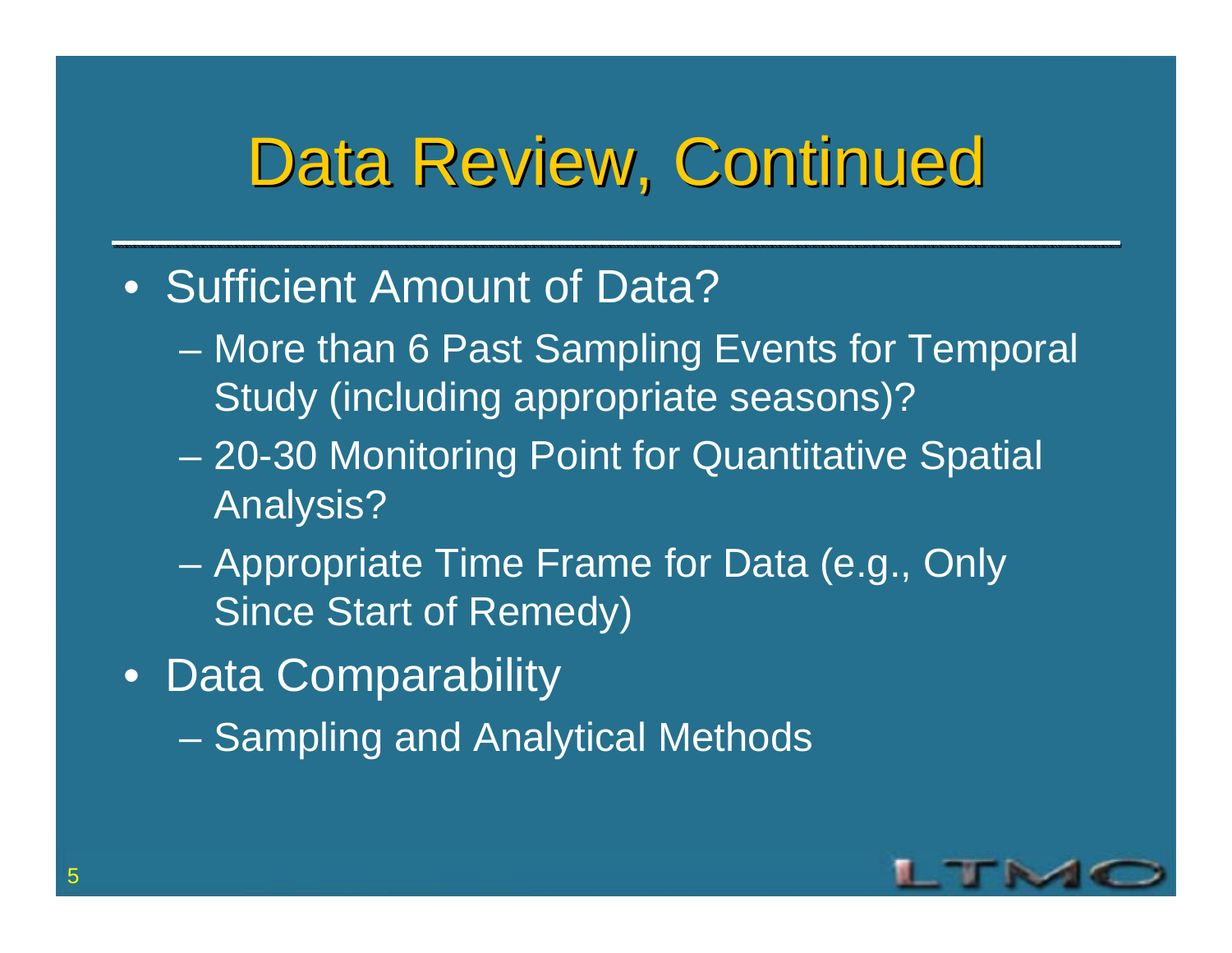# Data Review, Continued

- Sufficient Amount of Data?
  - More than 6 Past Sampling Events for Temporal Study (including appropriate seasons)?
  - 20-30 Monitoring Point for Quantitative Spatial Analysis?
  - Appropriate Time Frame for Data (e.g., Only Since Start of Remedy)
- Data Comparability
  - Sampling and Analytical Methods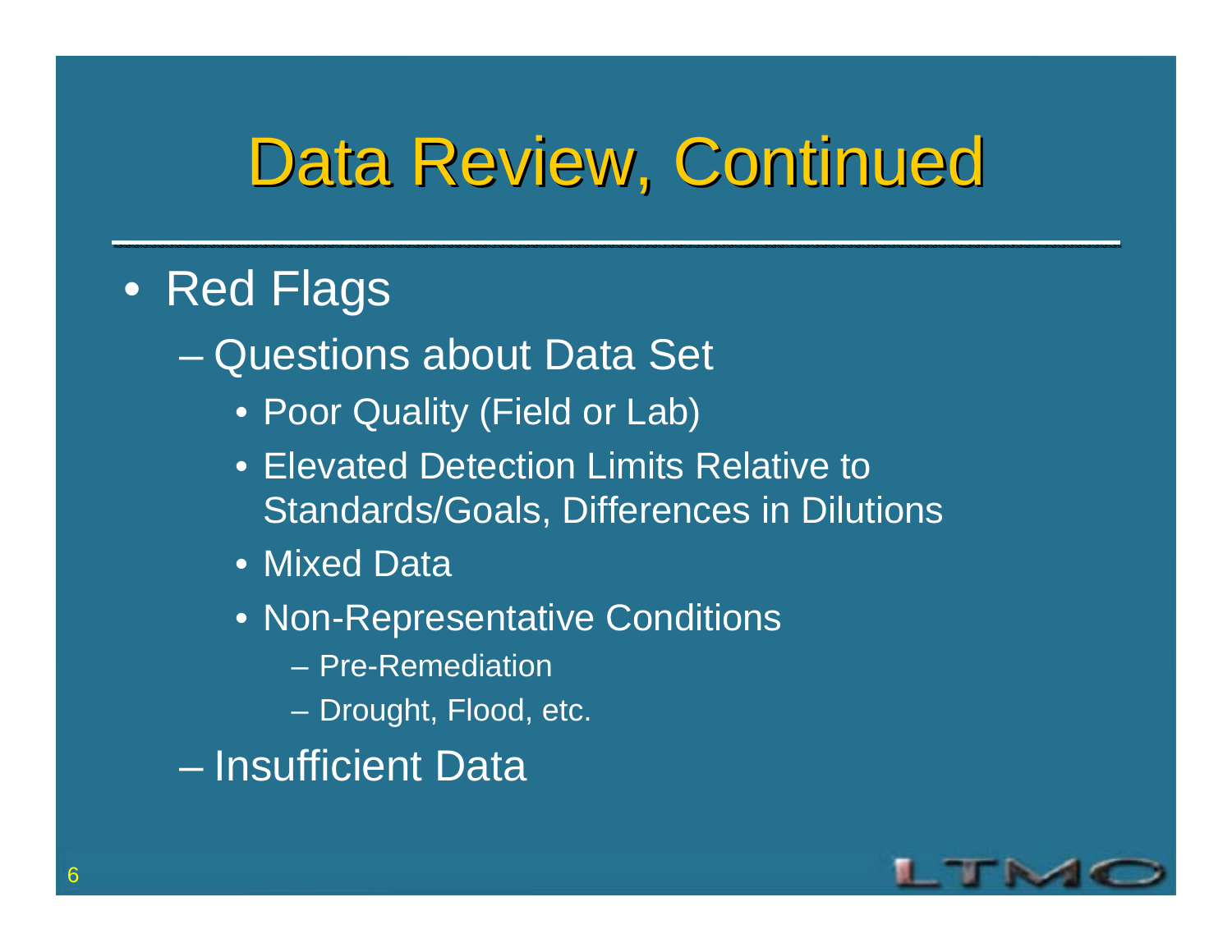# Data Review, Continued

- Red Flags
  - Questions about Data Set
    - Poor Quality (Field or Lab)
    - Elevated Detection Limits Relative to Standards/Goals, Differences in Dilutions
    - Mixed Data
    - Non-Representative Conditions
      - Pre-Remediation
      - Drought, Flood, etc.
  - Insufficient Data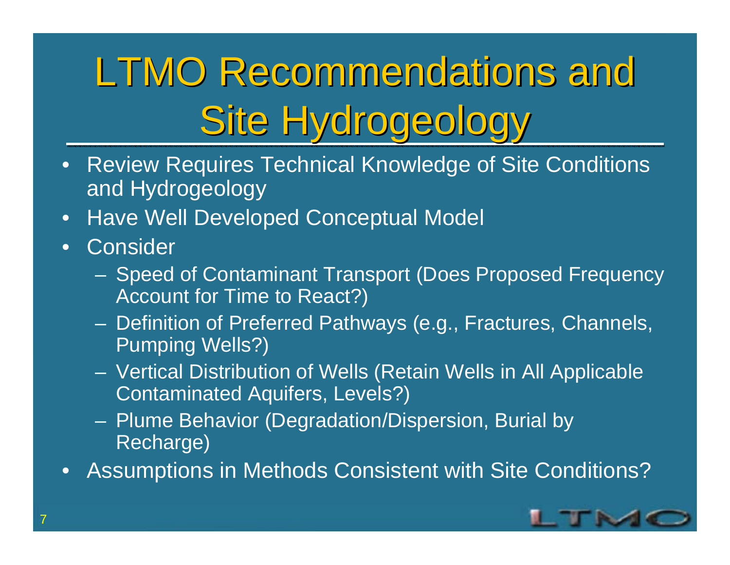# LTMO Recommendations and Site Hydrogeology

- Review Requires Technical Knowledge of Site Conditions and Hydrogeology
- Have Well Developed Conceptual Model
- Consider
  - Speed of Contaminant Transport (Does Proposed Frequency Account for Time to React?)
  - Definition of Preferred Pathways (e.g., Fractures, Channels, Pumping Wells?)
  - Vertical Distribution of Wells (Retain Wells in All Applicable Contaminated Aquifers, Levels?)
  - Plume Behavior (Degradation/Dispersion, Burial by Recharge)
- Assumptions in Methods Consistent with Site Conditions?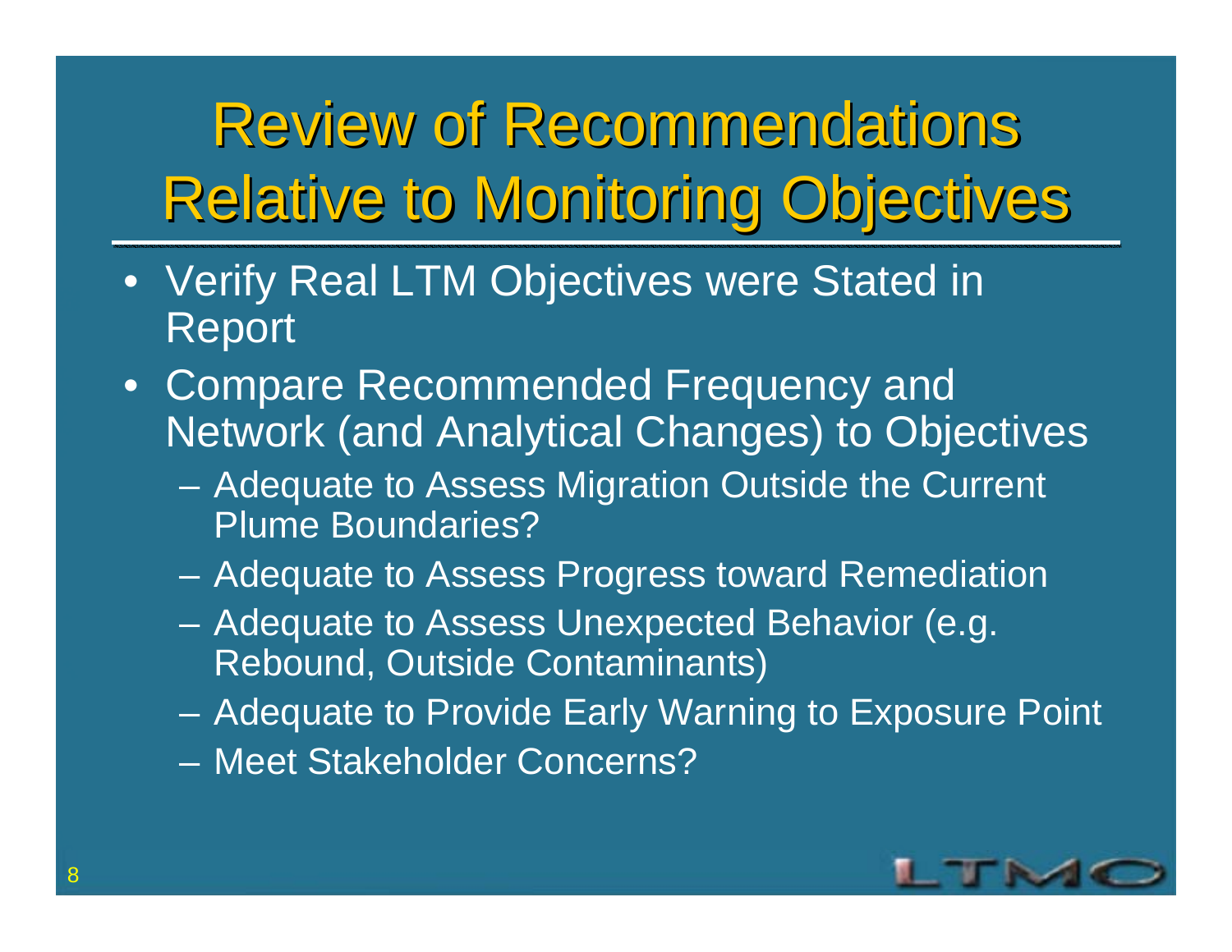# Review of Recommendations Relative to Monitoring Objectives

- Verify Real LTM Objectives were Stated in Report
- Compare Recommended Frequency and Network (and Analytical Changes) to Objectives
  - Adequate to Assess Migration Outside the Current Plume Boundaries?
  - Adequate to Assess Progress toward Remediation
  - Adequate to Assess Unexpected Behavior (e.g. Rebound, Outside Contaminants)
  - Adequate to Provide Early Warning to Exposure Point
  - Meet Stakeholder Concerns?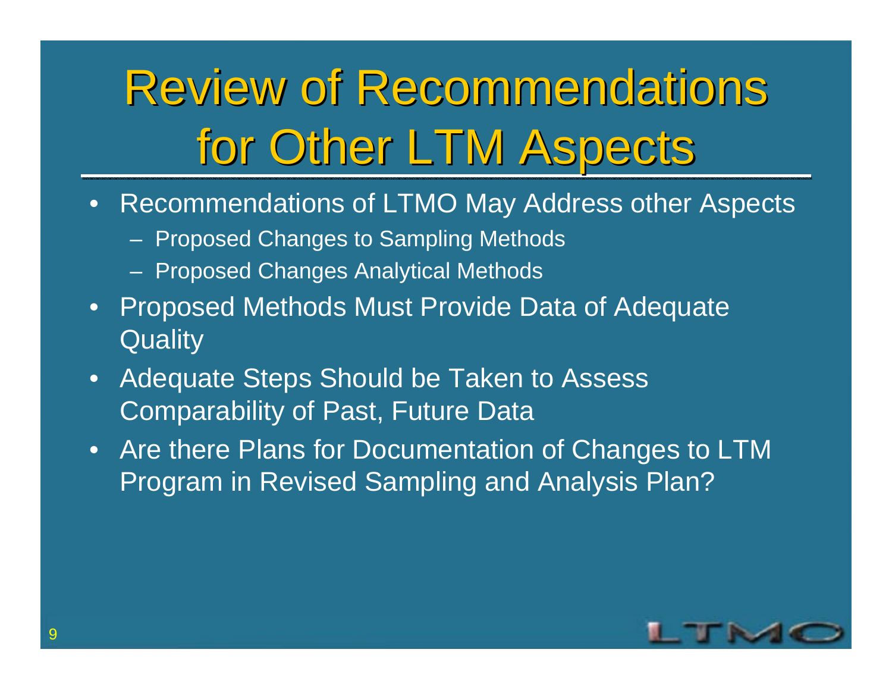# Review of Recommendations for Other LTM Aspects

- Recommendations of LTMO May Address other Aspects
  - Proposed Changes to Sampling Methods
  - Proposed Changes Analytical Methods
- Proposed Methods Must Provide Data of Adequate Quality
- Adequate Steps Should be Taken to Assess Comparability of Past, Future Data
- Are there Plans for Documentation of Changes to LTM Program in Revised Sampling and Analysis Plan?

LTMO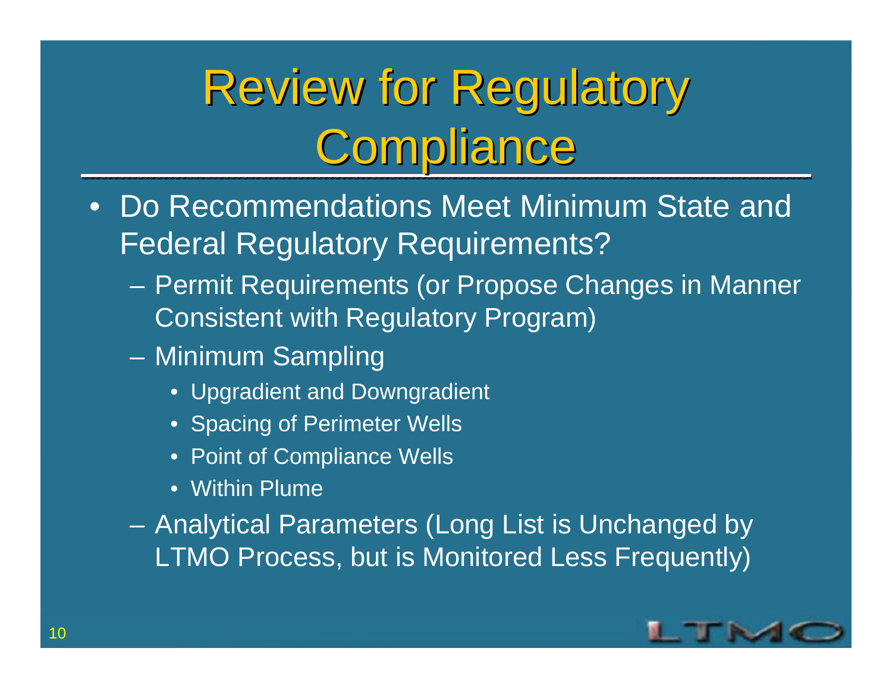# Review for Regulatory Compliance

- Do Recommendations Meet Minimum State and Federal Regulatory Requirements?
  - Permit Requirements (or Propose Changes in Manner Consistent with Regulatory Program)
  - Minimum Sampling
    - Upgradient and Downgradient
    - Spacing of Perimeter Wells
    - Point of Compliance Wells
    - Within Plume
  - Analytical Parameters (Long List is Unchanged by LTMO Process, but is Monitored Less Frequently)

LTMO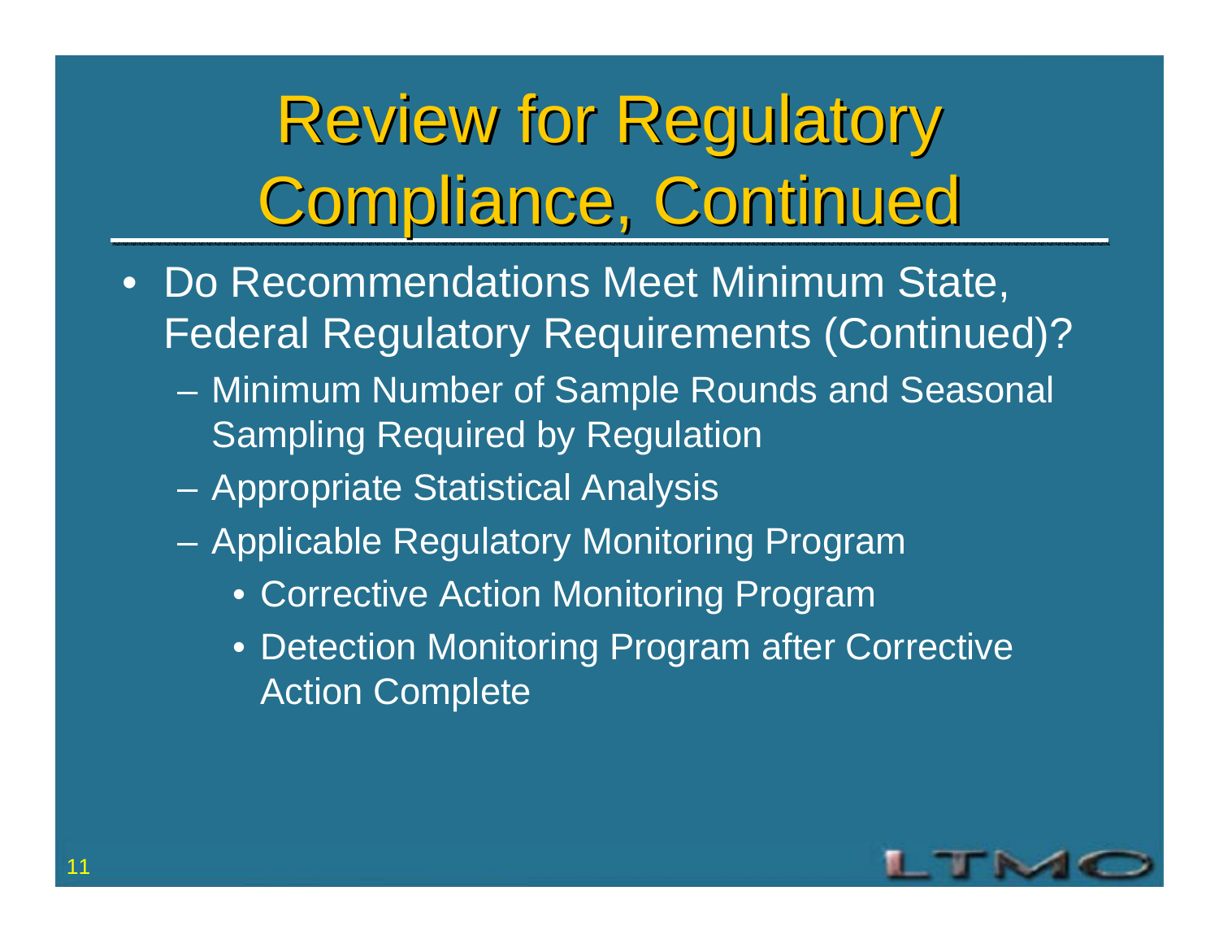# Review for Regulatory Compliance, Continued

- Do Recommendations Meet Minimum State, Federal Regulatory Requirements (Continued)?
  - Minimum Number of Sample Rounds and Seasonal Sampling Required by Regulation
  - Appropriate Statistical Analysis
  - Applicable Regulatory Monitoring Program
    - Corrective Action Monitoring Program
    - Detection Monitoring Program after Corrective Action Complete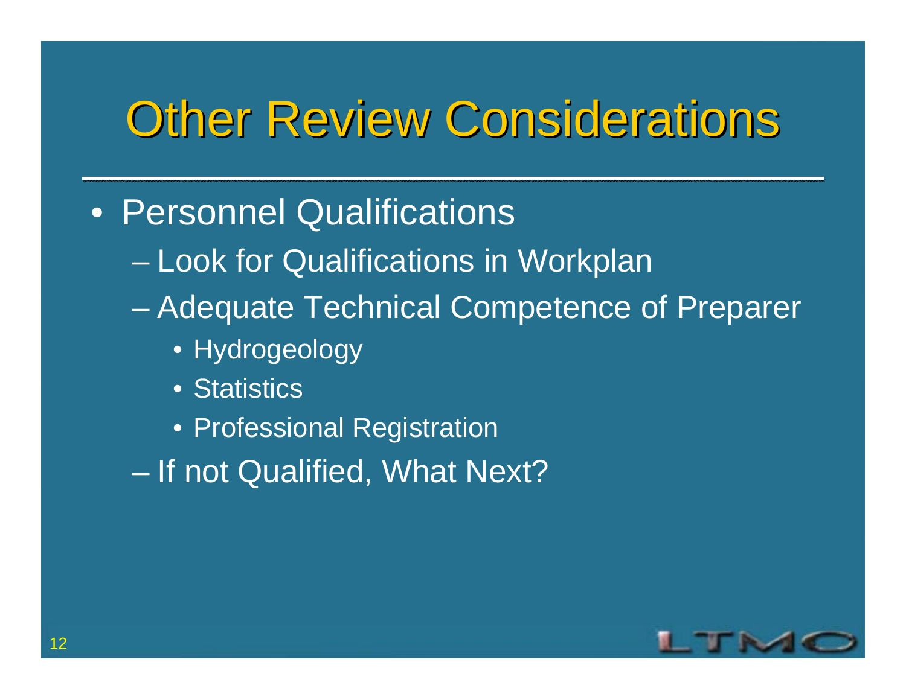# Other Review Considerations

- Personnel Qualifications
  - Look for Qualifications in Workplan
  - Adequate Technical Competence of Preparer
    - Hydrogeology
    - Statistics
    - Professional Registration
  - If not Qualified, What Next?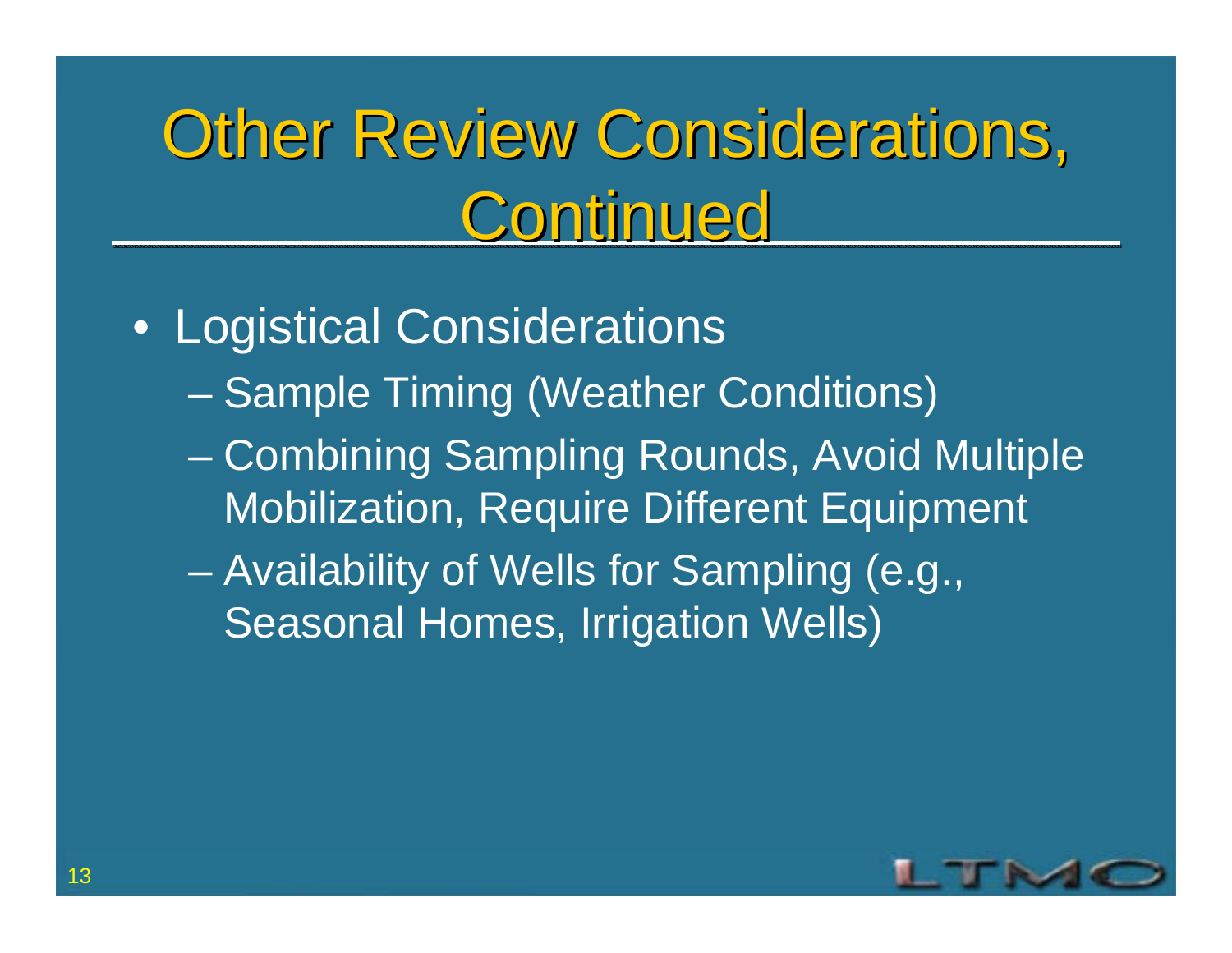# Other Review Considerations, Continued

- Logistical Considerations
  - Sample Timing (Weather Conditions)
  - Combining Sampling Rounds, Avoid Multiple Mobilization, Require Different Equipment
  - Availability of Wells for Sampling (e.g., Seasonal Homes, Irrigation Wells)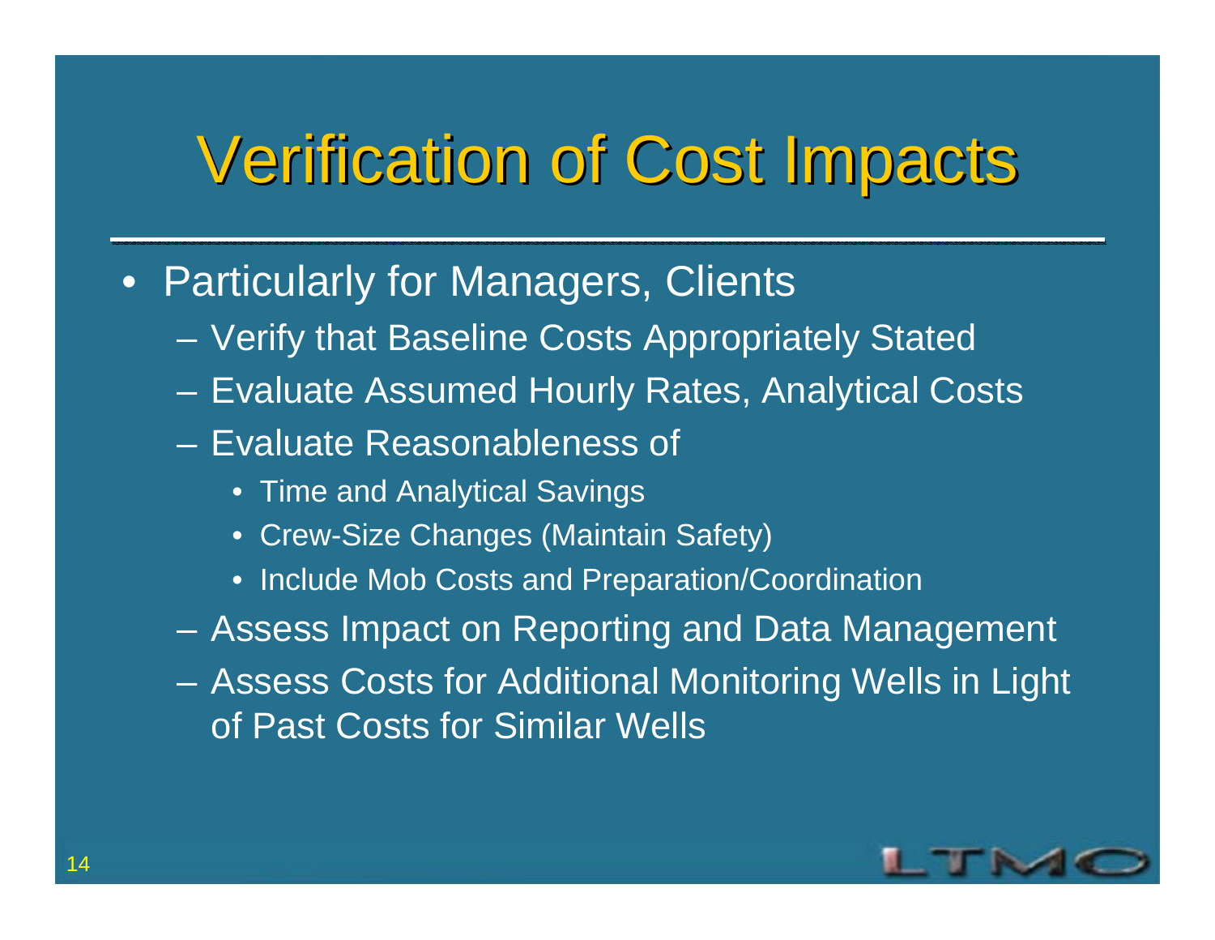# Verification of Cost Impacts

- Particularly for Managers, Clients
  - Verify that Baseline Costs Appropriately Stated
  - Evaluate Assumed Hourly Rates, Analytical Costs
  - Evaluate Reasonableness of
    - Time and Analytical Savings
    - Crew-Size Changes (Maintain Safety)
    - Include Mob Costs and Preparation/Coordination
  - Assess Impact on Reporting and Data Management
  - Assess Costs for Additional Monitoring Wells in Light of Past Costs for Similar Wells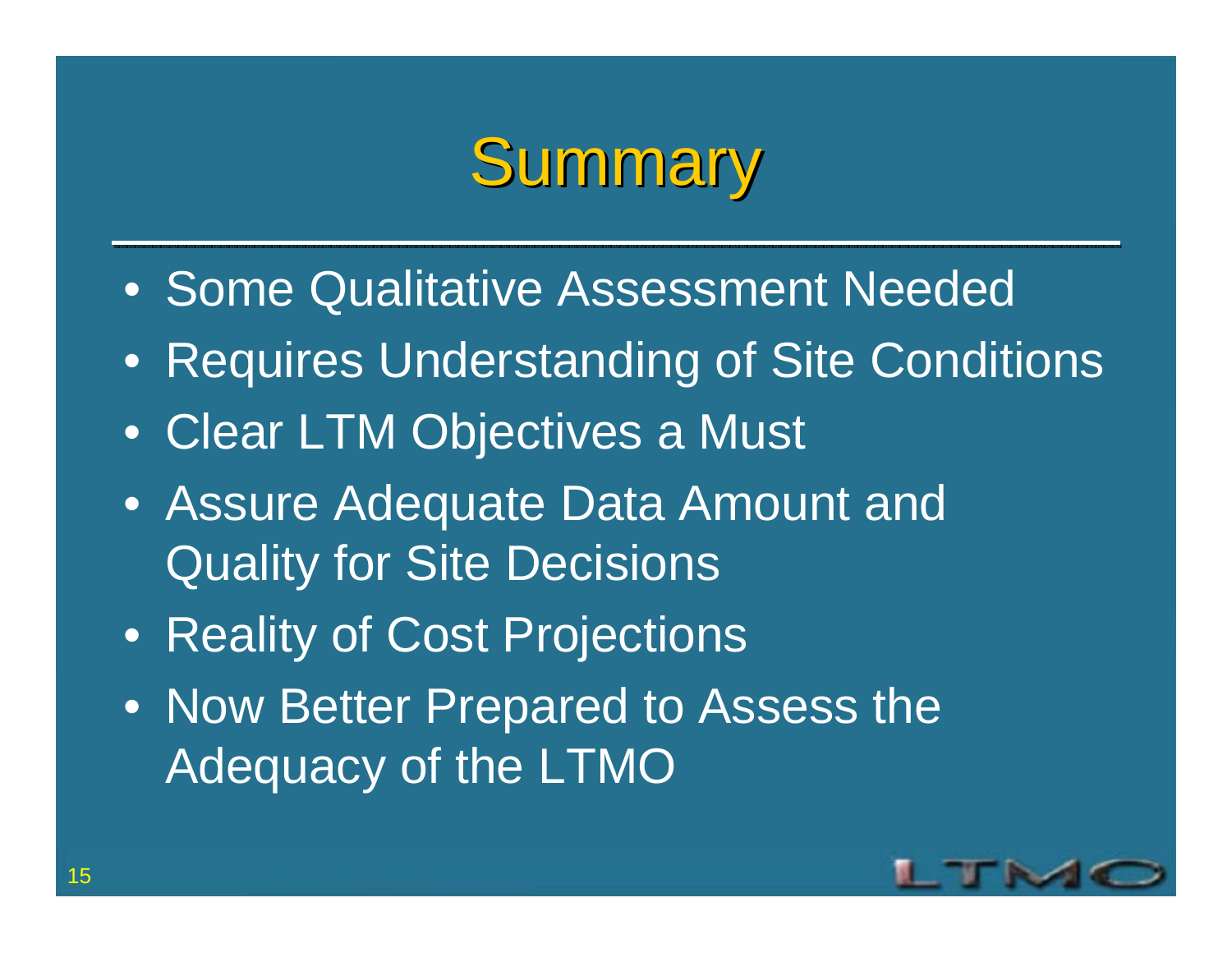# Summary

- Some Qualitative Assessment Needed
- Requires Understanding of Site Conditions
- Clear LTM Objectives a Must
- Assure Adequate Data Amount and Quality for Site Decisions
- Reality of Cost Projections
- Now Better Prepared to Assess the Adequacy of the LTMO